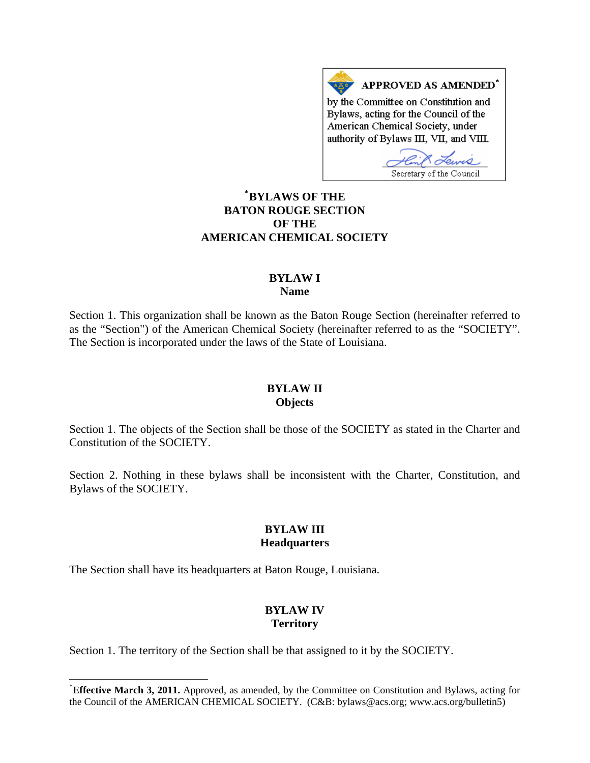**APPROVED AS AMENDED**[*]

by the Committee on Constitution and Bylaws, acting for the Council of the American Chemical Society, under authority of Bylaws III, VII, and VIII.

Secretary of the Council

# [*]BYLAWS OF THE BATON ROUGE SECTION OF THE AMERICAN CHEMICAL SOCIETY

## BYLAW I
## Name

Section 1. This organization shall be known as the Baton Rouge Section (hereinafter referred to as the "Section") of the American Chemical Society (hereinafter referred to as the "SOCIETY". The Section is incorporated under the laws of the State of Louisiana.

## BYLAW II
## Objects

Section 1. The objects of the Section shall be those of the SOCIETY as stated in the Charter and Constitution of the SOCIETY.

Section 2. Nothing in these bylaws shall be inconsistent with the Charter, Constitution, and Bylaws of the SOCIETY.

## BYLAW III
## Headquarters

The Section shall have its headquarters at Baton Rouge, Louisiana.

## BYLAW IV
## Territory

Section 1. The territory of the Section shall be that assigned to it by the SOCIETY.

---

[*]**Effective March 3, 2011.** Approved, as amended, by the Committee on Constitution and Bylaws, acting for the Council of the AMERICAN CHEMICAL SOCIETY. (C&B: bylaws@acs.org; www.acs.org/bulletin5)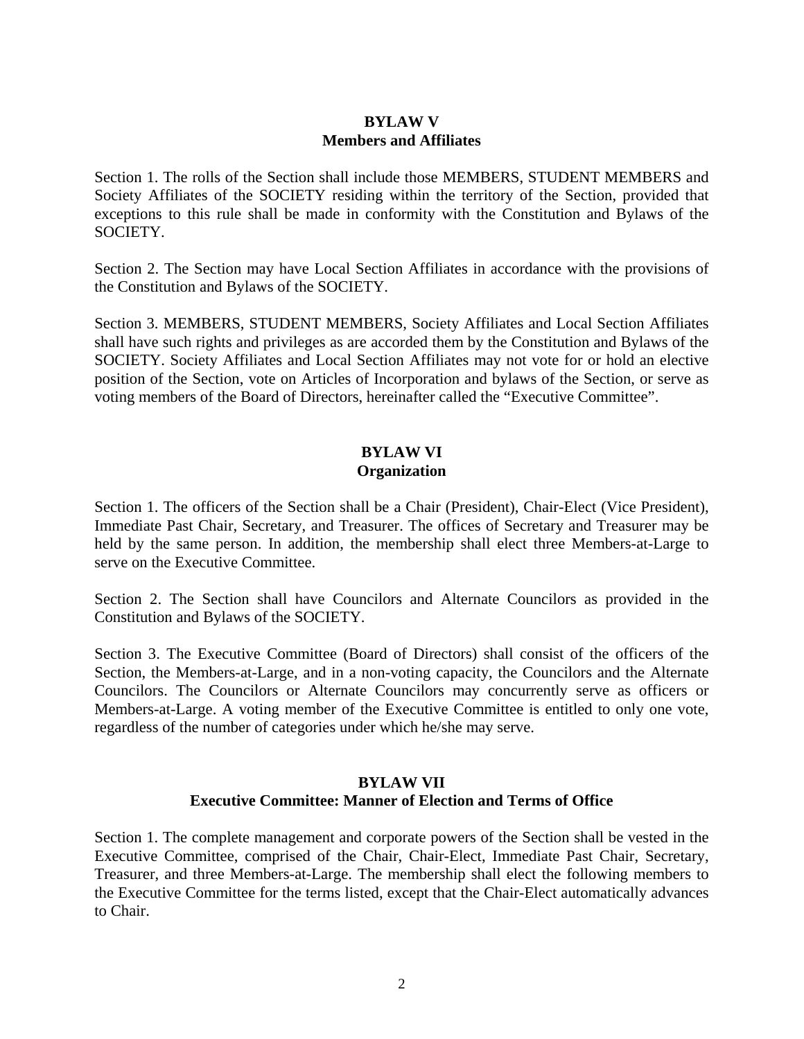## BYLAW V
## Members and Affiliates

Section 1. The rolls of the Section shall include those MEMBERS, STUDENT MEMBERS and Society Affiliates of the SOCIETY residing within the territory of the Section, provided that exceptions to this rule shall be made in conformity with the Constitution and Bylaws of the SOCIETY.

Section 2. The Section may have Local Section Affiliates in accordance with the provisions of the Constitution and Bylaws of the SOCIETY.

Section 3. MEMBERS, STUDENT MEMBERS, Society Affiliates and Local Section Affiliates shall have such rights and privileges as are accorded them by the Constitution and Bylaws of the SOCIETY. Society Affiliates and Local Section Affiliates may not vote for or hold an elective position of the Section, vote on Articles of Incorporation and bylaws of the Section, or serve as voting members of the Board of Directors, hereinafter called the "Executive Committee".

## BYLAW VI
## Organization

Section 1. The officers of the Section shall be a Chair (President), Chair-Elect (Vice President), Immediate Past Chair, Secretary, and Treasurer. The offices of Secretary and Treasurer may be held by the same person. In addition, the membership shall elect three Members-at-Large to serve on the Executive Committee.

Section 2. The Section shall have Councilors and Alternate Councilors as provided in the Constitution and Bylaws of the SOCIETY.

Section 3. The Executive Committee (Board of Directors) shall consist of the officers of the Section, the Members-at-Large, and in a non-voting capacity, the Councilors and the Alternate Councilors. The Councilors or Alternate Councilors may concurrently serve as officers or Members-at-Large. A voting member of the Executive Committee is entitled to only one vote, regardless of the number of categories under which he/she may serve.

## BYLAW VII
## Executive Committee: Manner of Election and Terms of Office

Section 1. The complete management and corporate powers of the Section shall be vested in the Executive Committee, comprised of the Chair, Chair-Elect, Immediate Past Chair, Secretary, Treasurer, and three Members-at-Large. The membership shall elect the following members to the Executive Committee for the terms listed, except that the Chair-Elect automatically advances to Chair.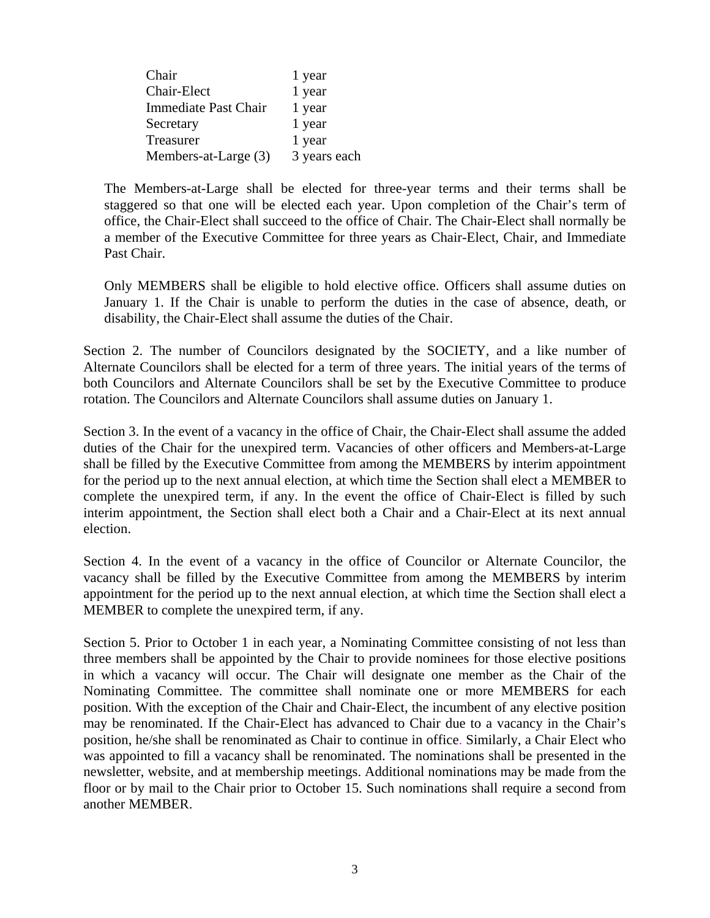| | |
|---|---|
| Chair | 1 year |
| Chair-Elect | 1 year |
| Immediate Past Chair | 1 year |
| Secretary | 1 year |
| Treasurer | 1 year |
| Members-at-Large (3) | 3 years each |

The Members-at-Large shall be elected for three-year terms and their terms shall be staggered so that one will be elected each year. Upon completion of the Chair's term of office, the Chair-Elect shall succeed to the office of Chair. The Chair-Elect shall normally be a member of the Executive Committee for three years as Chair-Elect, Chair, and Immediate Past Chair.

Only MEMBERS shall be eligible to hold elective office. Officers shall assume duties on January 1. If the Chair is unable to perform the duties in the case of absence, death, or disability, the Chair-Elect shall assume the duties of the Chair.

Section 2. The number of Councilors designated by the SOCIETY, and a like number of Alternate Councilors shall be elected for a term of three years. The initial years of the terms of both Councilors and Alternate Councilors shall be set by the Executive Committee to produce rotation. The Councilors and Alternate Councilors shall assume duties on January 1.

Section 3. In the event of a vacancy in the office of Chair, the Chair-Elect shall assume the added duties of the Chair for the unexpired term. Vacancies of other officers and Members-at-Large shall be filled by the Executive Committee from among the MEMBERS by interim appointment for the period up to the next annual election, at which time the Section shall elect a MEMBER to complete the unexpired term, if any. In the event the office of Chair-Elect is filled by such interim appointment, the Section shall elect both a Chair and a Chair-Elect at its next annual election.

Section 4. In the event of a vacancy in the office of Councilor or Alternate Councilor, the vacancy shall be filled by the Executive Committee from among the MEMBERS by interim appointment for the period up to the next annual election, at which time the Section shall elect a MEMBER to complete the unexpired term, if any.

Section 5. Prior to October 1 in each year, a Nominating Committee consisting of not less than three members shall be appointed by the Chair to provide nominees for those elective positions in which a vacancy will occur. The Chair will designate one member as the Chair of the Nominating Committee. The committee shall nominate one or more MEMBERS for each position. With the exception of the Chair and Chair-Elect, the incumbent of any elective position may be renominated. If the Chair-Elect has advanced to Chair due to a vacancy in the Chair's position, he/she shall be renominated as Chair to continue in office. Similarly, a Chair Elect who was appointed to fill a vacancy shall be renominated. The nominations shall be presented in the newsletter, website, and at membership meetings. Additional nominations may be made from the floor or by mail to the Chair prior to October 15. Such nominations shall require a second from another MEMBER.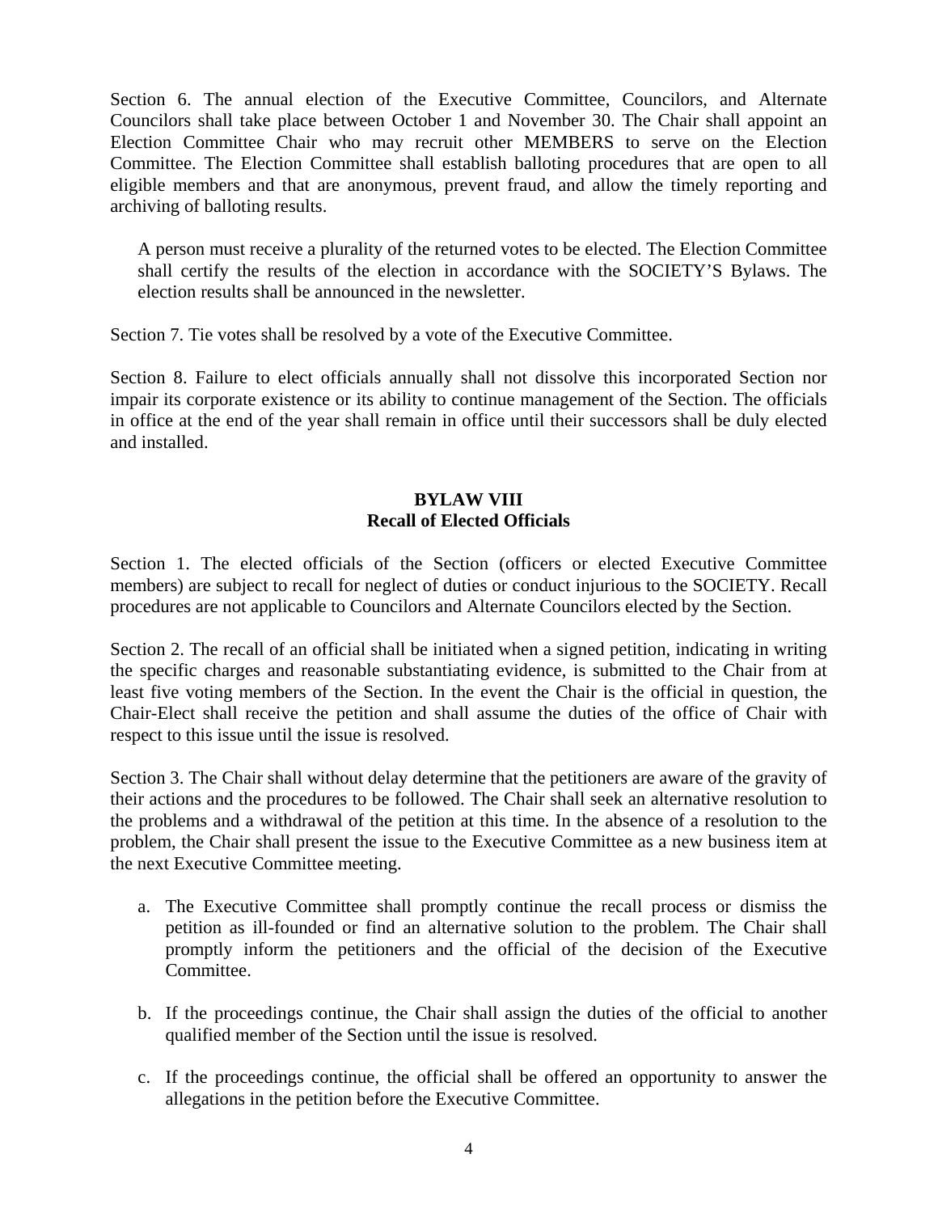Section 6. The annual election of the Executive Committee, Councilors, and Alternate Councilors shall take place between October 1 and November 30. The Chair shall appoint an Election Committee Chair who may recruit other MEMBERS to serve on the Election Committee. The Election Committee shall establish balloting procedures that are open to all eligible members and that are anonymous, prevent fraud, and allow the timely reporting and archiving of balloting results.

A person must receive a plurality of the returned votes to be elected. The Election Committee shall certify the results of the election in accordance with the SOCIETY'S Bylaws. The election results shall be announced in the newsletter.

Section 7. Tie votes shall be resolved by a vote of the Executive Committee.

Section 8. Failure to elect officials annually shall not dissolve this incorporated Section nor impair its corporate existence or its ability to continue management of the Section. The officials in office at the end of the year shall remain in office until their successors shall be duly elected and installed.

## BYLAW VIII
## Recall of Elected Officials

Section 1. The elected officials of the Section (officers or elected Executive Committee members) are subject to recall for neglect of duties or conduct injurious to the SOCIETY. Recall procedures are not applicable to Councilors and Alternate Councilors elected by the Section.

Section 2. The recall of an official shall be initiated when a signed petition, indicating in writing the specific charges and reasonable substantiating evidence, is submitted to the Chair from at least five voting members of the Section. In the event the Chair is the official in question, the Chair-Elect shall receive the petition and shall assume the duties of the office of Chair with respect to this issue until the issue is resolved.

Section 3. The Chair shall without delay determine that the petitioners are aware of the gravity of their actions and the procedures to be followed. The Chair shall seek an alternative resolution to the problems and a withdrawal of the petition at this time. In the absence of a resolution to the problem, the Chair shall present the issue to the Executive Committee as a new business item at the next Executive Committee meeting.

a. The Executive Committee shall promptly continue the recall process or dismiss the petition as ill-founded or find an alternative solution to the problem. The Chair shall promptly inform the petitioners and the official of the decision of the Executive Committee.

b. If the proceedings continue, the Chair shall assign the duties of the official to another qualified member of the Section until the issue is resolved.

c. If the proceedings continue, the official shall be offered an opportunity to answer the allegations in the petition before the Executive Committee.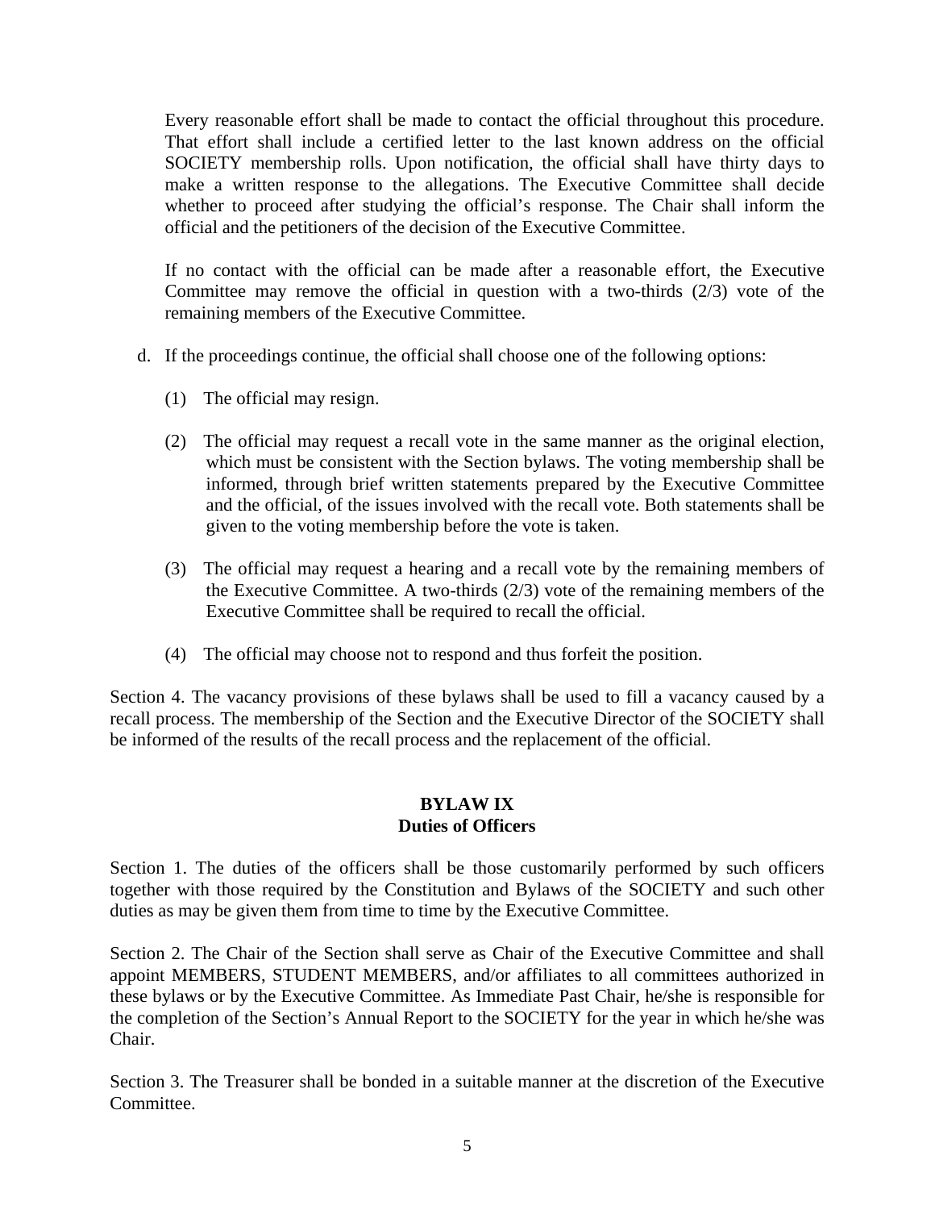Every reasonable effort shall be made to contact the official throughout this procedure. That effort shall include a certified letter to the last known address on the official SOCIETY membership rolls. Upon notification, the official shall have thirty days to make a written response to the allegations. The Executive Committee shall decide whether to proceed after studying the official's response. The Chair shall inform the official and the petitioners of the decision of the Executive Committee.

If no contact with the official can be made after a reasonable effort, the Executive Committee may remove the official in question with a two-thirds (2/3) vote of the remaining members of the Executive Committee.

d. If the proceedings continue, the official shall choose one of the following options:

   (1) The official may resign.

   (2) The official may request a recall vote in the same manner as the original election, which must be consistent with the Section bylaws. The voting membership shall be informed, through brief written statements prepared by the Executive Committee and the official, of the issues involved with the recall vote. Both statements shall be given to the voting membership before the vote is taken.

   (3) The official may request a hearing and a recall vote by the remaining members of the Executive Committee. A two-thirds (2/3) vote of the remaining members of the Executive Committee shall be required to recall the official.

   (4) The official may choose not to respond and thus forfeit the position.

Section 4. The vacancy provisions of these bylaws shall be used to fill a vacancy caused by a recall process. The membership of the Section and the Executive Director of the SOCIETY shall be informed of the results of the recall process and the replacement of the official.

## BYLAW IX
## Duties of Officers

Section 1. The duties of the officers shall be those customarily performed by such officers together with those required by the Constitution and Bylaws of the SOCIETY and such other duties as may be given them from time to time by the Executive Committee.

Section 2. The Chair of the Section shall serve as Chair of the Executive Committee and shall appoint MEMBERS, STUDENT MEMBERS, and/or affiliates to all committees authorized in these bylaws or by the Executive Committee. As Immediate Past Chair, he/she is responsible for the completion of the Section's Annual Report to the SOCIETY for the year in which he/she was Chair.

Section 3. The Treasurer shall be bonded in a suitable manner at the discretion of the Executive Committee.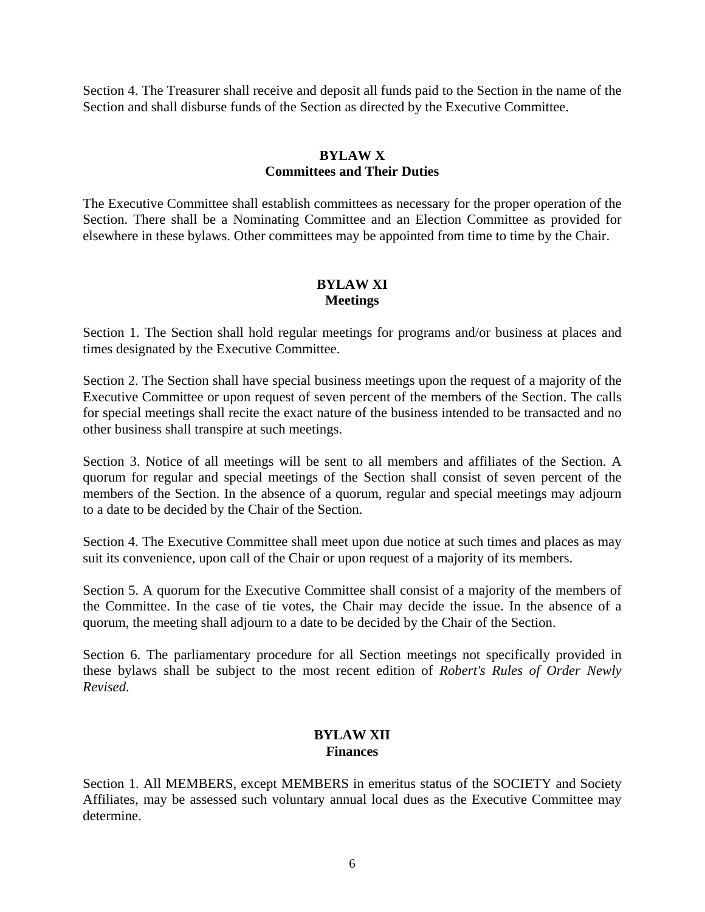Section 4. The Treasurer shall receive and deposit all funds paid to the Section in the name of the Section and shall disburse funds of the Section as directed by the Executive Committee.

## BYLAW X
## Committees and Their Duties

The Executive Committee shall establish committees as necessary for the proper operation of the Section. There shall be a Nominating Committee and an Election Committee as provided for elsewhere in these bylaws. Other committees may be appointed from time to time by the Chair.

## BYLAW XI
## Meetings

Section 1. The Section shall hold regular meetings for programs and/or business at places and times designated by the Executive Committee.

Section 2. The Section shall have special business meetings upon the request of a majority of the Executive Committee or upon request of seven percent of the members of the Section. The calls for special meetings shall recite the exact nature of the business intended to be transacted and no other business shall transpire at such meetings.

Section 3. Notice of all meetings will be sent to all members and affiliates of the Section. A quorum for regular and special meetings of the Section shall consist of seven percent of the members of the Section. In the absence of a quorum, regular and special meetings may adjourn to a date to be decided by the Chair of the Section.

Section 4. The Executive Committee shall meet upon due notice at such times and places as may suit its convenience, upon call of the Chair or upon request of a majority of its members.

Section 5. A quorum for the Executive Committee shall consist of a majority of the members of the Committee. In the case of tie votes, the Chair may decide the issue. In the absence of a quorum, the meeting shall adjourn to a date to be decided by the Chair of the Section.

Section 6. The parliamentary procedure for all Section meetings not specifically provided in these bylaws shall be subject to the most recent edition of *Robert's Rules of Order Newly Revised*.

## BYLAW XII
## Finances

Section 1. All MEMBERS, except MEMBERS in emeritus status of the SOCIETY and Society Affiliates, may be assessed such voluntary annual local dues as the Executive Committee may determine.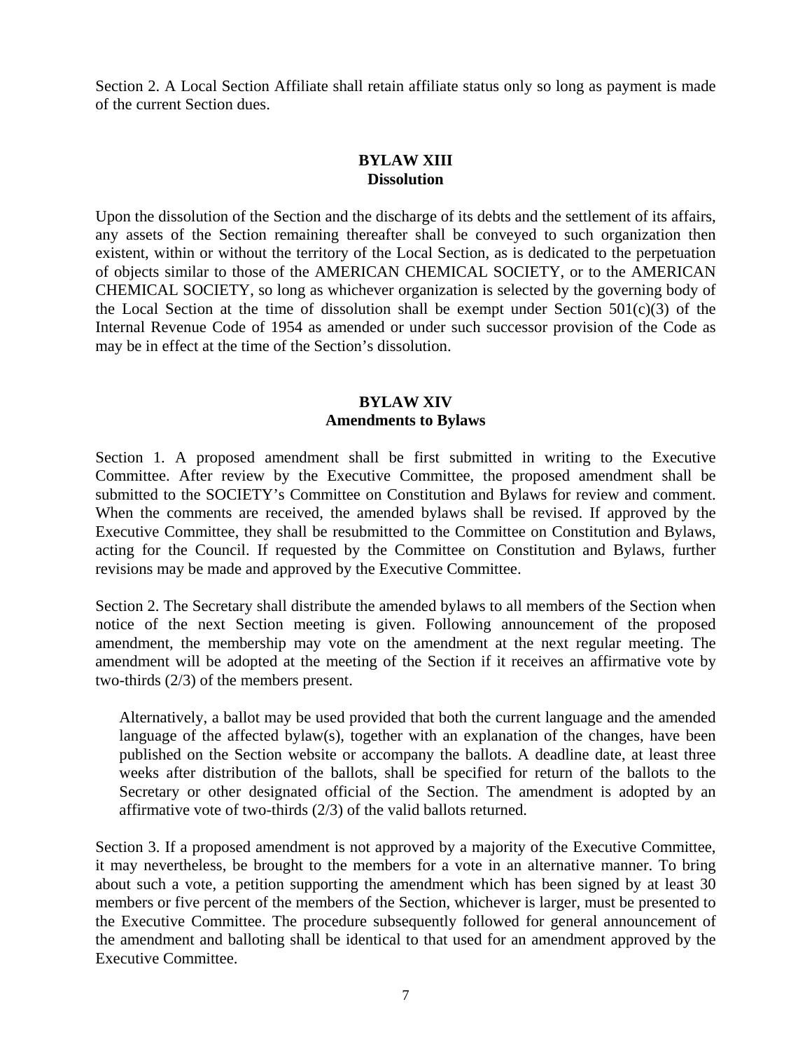Section 2. A Local Section Affiliate shall retain affiliate status only so long as payment is made of the current Section dues.

## BYLAW XIII
## Dissolution

Upon the dissolution of the Section and the discharge of its debts and the settlement of its affairs, any assets of the Section remaining thereafter shall be conveyed to such organization then existent, within or without the territory of the Local Section, as is dedicated to the perpetuation of objects similar to those of the AMERICAN CHEMICAL SOCIETY, or to the AMERICAN CHEMICAL SOCIETY, so long as whichever organization is selected by the governing body of the Local Section at the time of dissolution shall be exempt under Section 501(c)(3) of the Internal Revenue Code of 1954 as amended or under such successor provision of the Code as may be in effect at the time of the Section's dissolution.

## BYLAW XIV
## Amendments to Bylaws

Section 1. A proposed amendment shall be first submitted in writing to the Executive Committee. After review by the Executive Committee, the proposed amendment shall be submitted to the SOCIETY's Committee on Constitution and Bylaws for review and comment. When the comments are received, the amended bylaws shall be revised. If approved by the Executive Committee, they shall be resubmitted to the Committee on Constitution and Bylaws, acting for the Council. If requested by the Committee on Constitution and Bylaws, further revisions may be made and approved by the Executive Committee.

Section 2. The Secretary shall distribute the amended bylaws to all members of the Section when notice of the next Section meeting is given. Following announcement of the proposed amendment, the membership may vote on the amendment at the next regular meeting. The amendment will be adopted at the meeting of the Section if it receives an affirmative vote by two-thirds (2/3) of the members present.

> Alternatively, a ballot may be used provided that both the current language and the amended language of the affected bylaw(s), together with an explanation of the changes, have been published on the Section website or accompany the ballots. A deadline date, at least three weeks after distribution of the ballots, shall be specified for return of the ballots to the Secretary or other designated official of the Section. The amendment is adopted by an affirmative vote of two-thirds (2/3) of the valid ballots returned.

Section 3. If a proposed amendment is not approved by a majority of the Executive Committee, it may nevertheless, be brought to the members for a vote in an alternative manner. To bring about such a vote, a petition supporting the amendment which has been signed by at least 30 members or five percent of the members of the Section, whichever is larger, must be presented to the Executive Committee. The procedure subsequently followed for general announcement of the amendment and balloting shall be identical to that used for an amendment approved by the Executive Committee.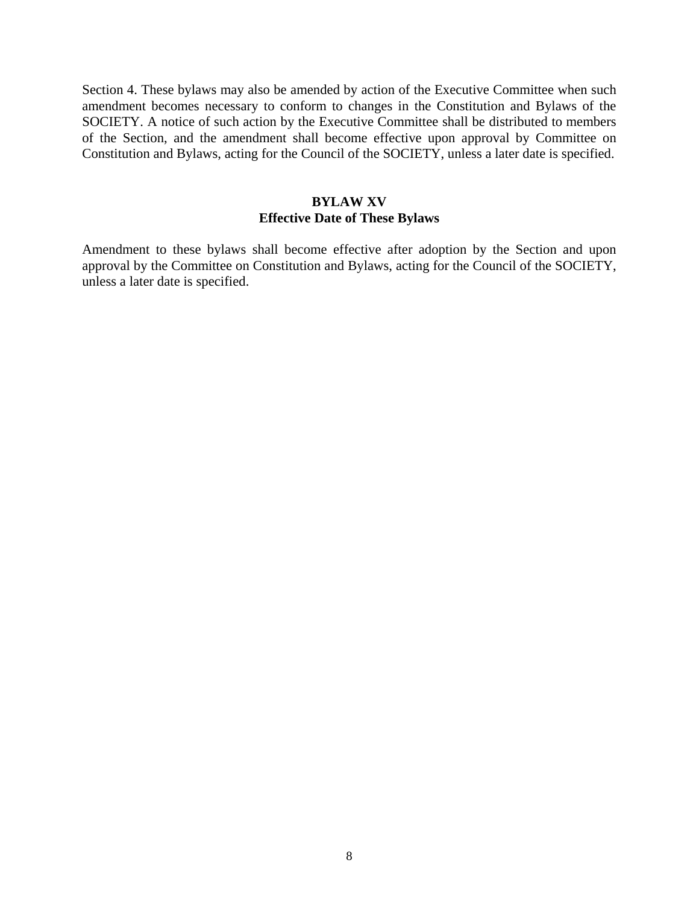Section 4. These bylaws may also be amended by action of the Executive Committee when such amendment becomes necessary to conform to changes in the Constitution and Bylaws of the SOCIETY. A notice of such action by the Executive Committee shall be distributed to members of the Section, and the amendment shall become effective upon approval by Committee on Constitution and Bylaws, acting for the Council of the SOCIETY, unless a later date is specified.

## BYLAW XV
## Effective Date of These Bylaws

Amendment to these bylaws shall become effective after adoption by the Section and upon approval by the Committee on Constitution and Bylaws, acting for the Council of the SOCIETY, unless a later date is specified.